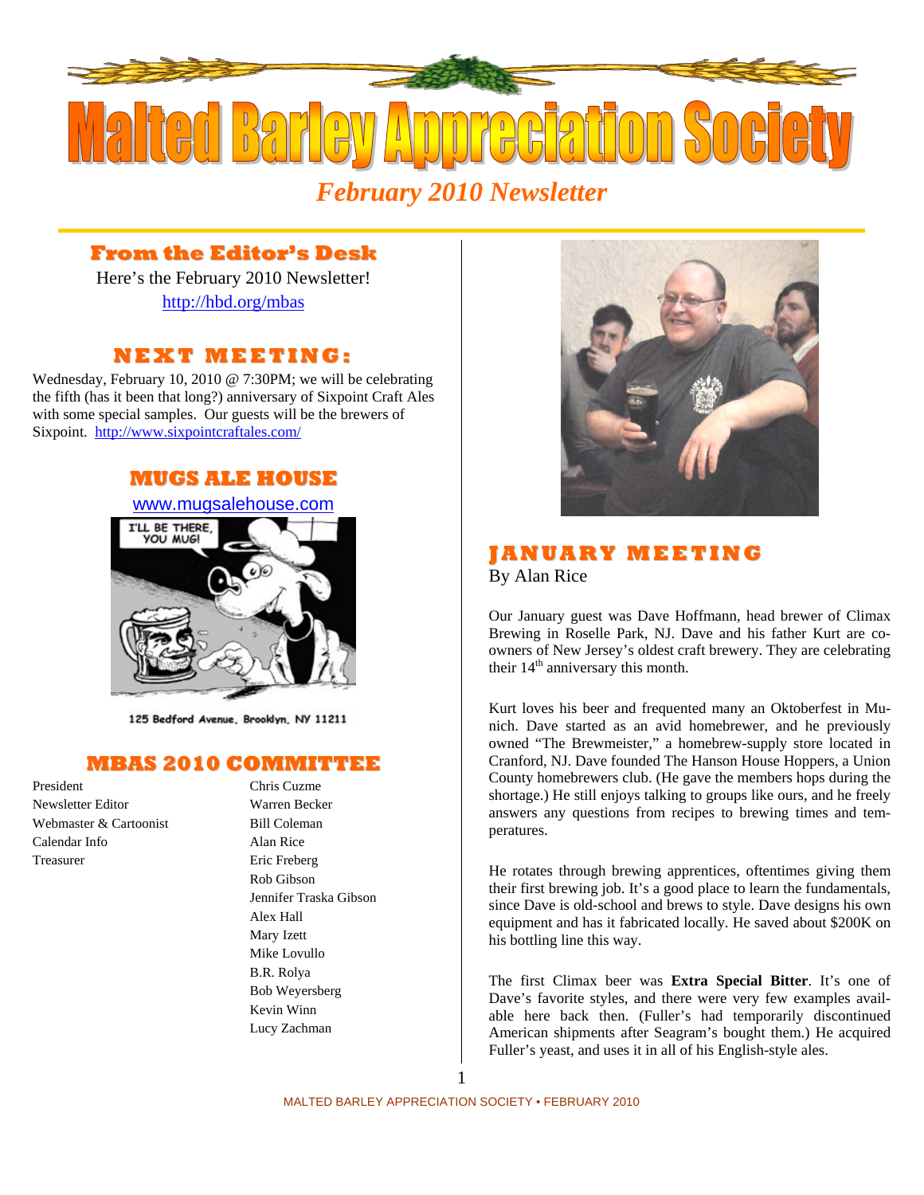# Malted Barley Appreciation Society

*February 2010 Newsletter*

## From the Editor's Desk

Here's the February 2010 Newsletter!

http://hbd.org/mbas

## NEXT MEETING:

Wednesday, February 10, 2010 @ 7:30PM; we will be celebrating the fifth (has it been that long?) anniversary of Sixpoint Craft Ales with some special samples. Our guests will be the brewers of Sixpoint. http://www.sixpointcraftales.com/

## MUGS ALE HOUSE

www.mugsalehouse.com

I'LL BE THERE, YOU MUG!

125 Bedford Avenue, Brooklyn, NY 11211

## MBAS 2010 COMMITTEE

| | |
|---|---|
| President | Chris Cuzme |
| Newsletter Editor | Warren Becker |
| Webmaster & Cartoonist | Bill Coleman |
| Calendar Info | Alan Rice |
| Treasurer | Eric Freberg |
| | Rob Gibson |
| | Jennifer Traska Gibson |
| | Alex Hall |
| | Mary Izett |
| | Mike Lovullo |
| | B.R. Rolya |
| | Bob Weyersberg |
| | Kevin Winn |
| | Lucy Zachman |

## JANUARY MEETING

By Alan Rice

Our January guest was Dave Hoffmann, head brewer of Climax Brewing in Roselle Park, NJ. Dave and his father Kurt are co-owners of New Jersey's oldest craft brewery. They are celebrating their 14th anniversary this month.

Kurt loves his beer and frequented many an Oktoberfest in Munich. Dave started as an avid homebrewer, and he previously owned "The Brewmeister," a homebrew-supply store located in Cranford, NJ. Dave founded The Hanson House Hoppers, a Union County homebrewers club. (He gave the members hops during the shortage.) He still enjoys talking to groups like ours, and he freely answers any questions from recipes to brewing times and temperatures.

He rotates through brewing apprentices, oftentimes giving them their first brewing job. It's a good place to learn the fundamentals, since Dave is old-school and brews to style. Dave designs his own equipment and has it fabricated locally. He saved about $200K on his bottling line this way.

The first Climax beer was **Extra Special Bitter**. It's one of Dave's favorite styles, and there were very few examples available here back then. (Fuller's had temporarily discontinued American shipments after Seagram's bought them.) He acquired Fuller's yeast, and uses it in all of his English-style ales.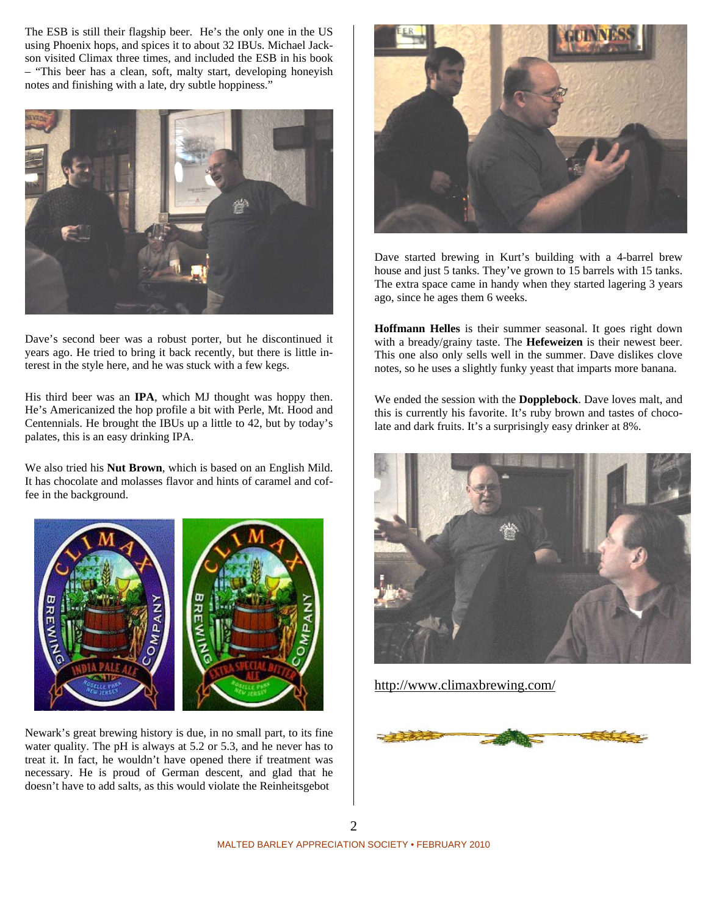The ESB is still their flagship beer. He's the only one in the US using Phoenix hops, and spices it to about 32 IBUs. Michael Jackson visited Climax three times, and included the ESB in his book – "This beer has a clean, soft, malty start, developing honeyish notes and finishing with a late, dry subtle hoppiness."

Dave's second beer was a robust porter, but he discontinued it years ago. He tried to bring it back recently, but there is little interest in the style here, and he was stuck with a few kegs.

His third beer was an **IPA**, which MJ thought was hoppy then. He's Americanized the hop profile a bit with Perle, Mt. Hood and Centennials. He brought the IBUs up a little to 42, but by today's palates, this is an easy drinking IPA.

We also tried his **Nut Brown**, which is based on an English Mild. It has chocolate and molasses flavor and hints of caramel and coffee in the background.

Newark's great brewing history is due, in no small part, to its fine water quality. The pH is always at 5.2 or 5.3, and he never has to treat it. In fact, he wouldn't have opened there if treatment was necessary. He is proud of German descent, and glad that he doesn't have to add salts, as this would violate the Reinheitsgebot

Dave started brewing in Kurt's building with a 4-barrel brew house and just 5 tanks. They've grown to 15 barrels with 15 tanks. The extra space came in handy when they started lagering 3 years ago, since he ages them 6 weeks.

**Hoffmann Helles** is their summer seasonal. It goes right down with a bready/grainy taste. The **Hefeweizen** is their newest beer. This one also only sells well in the summer. Dave dislikes clove notes, so he uses a slightly funky yeast that imparts more banana.

We ended the session with the **Dopplebock**. Dave loves malt, and this is currently his favorite. It's ruby brown and tastes of chocolate and dark fruits. It's a surprisingly easy drinker at 8%.

http://www.climaxbrewing.com/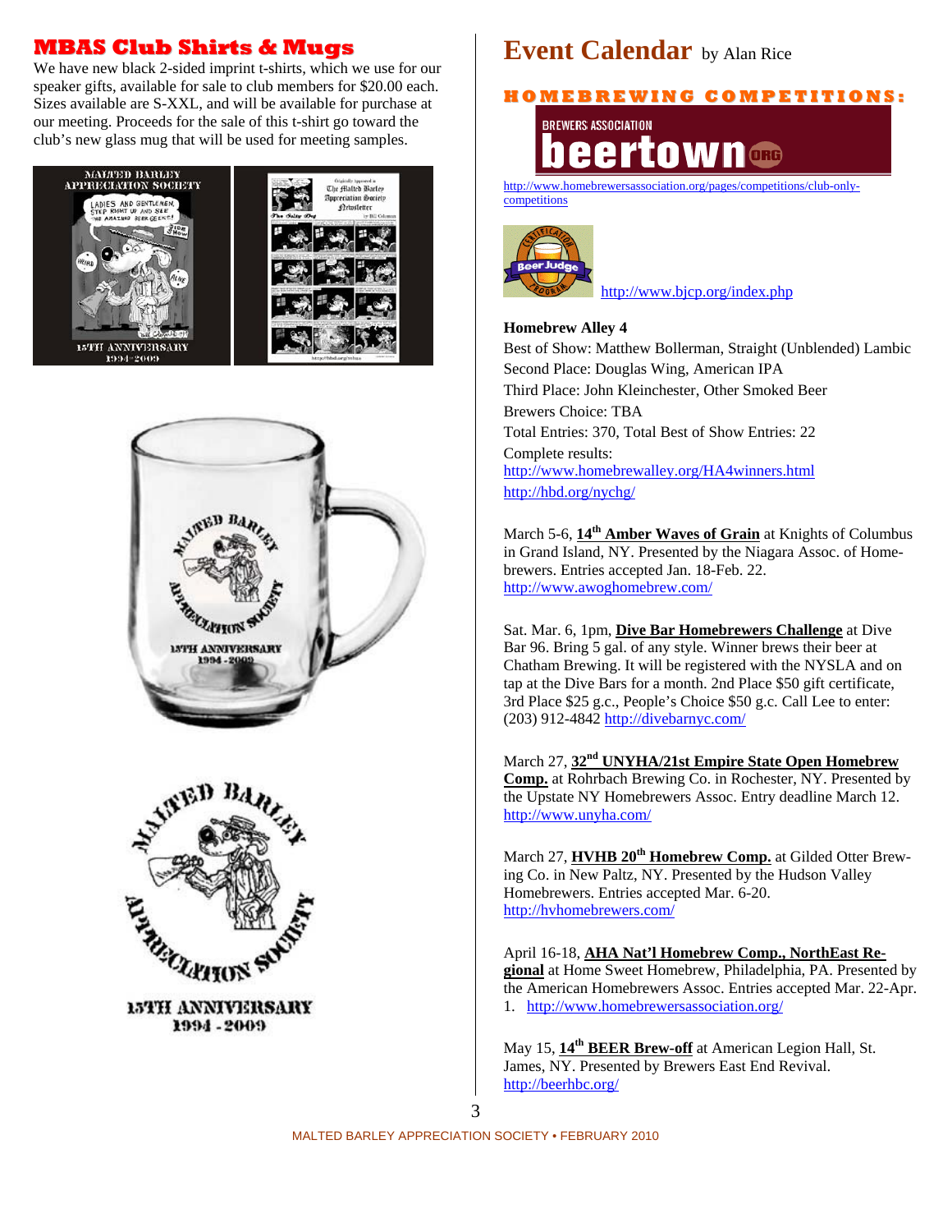## MBAS Club Shirts & Mugs

We have new black 2-sided imprint t-shirts, which we use for our speaker gifts, available for sale to club members for $20.00 each. Sizes available are S-XXL, and will be available for purchase at our meeting. Proceeds for the sale of this t-shirt go toward the club's new glass mug that will be used for meeting samples.

# Event Calendar by Alan Rice

### HOMEBREWING COMPETITIONS:

http://www.homebrewersassociation.org/pages/competitions/club-only-competitions

http://www.bjcp.org/index.php

**Homebrew Alley 4**
Best of Show: Matthew Bollerman, Straight (Unblended) Lambic
Second Place: Douglas Wing, American IPA
Third Place: John Kleinchester, Other Smoked Beer
Brewers Choice: TBA
Total Entries: 370, Total Best of Show Entries: 22
Complete results:
http://www.homebrewalley.org/HA4winners.html
http://hbd.org/nychg/

March 5-6, **14th Amber Waves of Grain** at Knights of Columbus in Grand Island, NY. Presented by the Niagara Assoc. of Homebrewers. Entries accepted Jan. 18-Feb. 22.
http://www.awoghomebrew.com/

Sat. Mar. 6, 1pm, **Dive Bar Homebrewers Challenge** at Dive Bar 96. Bring 5 gal. of any style. Winner brews their beer at Chatham Brewing. It will be registered with the NYSLA and on tap at the Dive Bars for a month. 2nd Place $50 gift certificate, 3rd Place $25 g.c., People's Choice $50 g.c. Call Lee to enter: (203) 912-4842 http://divebarnyc.com/

March 27, **32nd UNYHA/21st Empire State Open Homebrew Comp.** at Rohrbach Brewing Co. in Rochester, NY. Presented by the Upstate NY Homebrewers Assoc. Entry deadline March 12.
http://www.unyha.com/

March 27, **HVHB 20th Homebrew Comp.** at Gilded Otter Brewing Co. in New Paltz, NY. Presented by the Hudson Valley Homebrewers. Entries accepted Mar. 6-20.
http://hvhomebrewers.com/

April 16-18, **AHA Nat'l Homebrew Comp., NorthEast Regional** at Home Sweet Homebrew, Philadelphia, PA. Presented by the American Homebrewers Assoc. Entries accepted Mar. 22-Apr. 1. http://www.homebrewersassociation.org/

May 15, **14th BEER Brew-off** at American Legion Hall, St. James, NY. Presented by Brewers East End Revival.
http://beerhbc.org/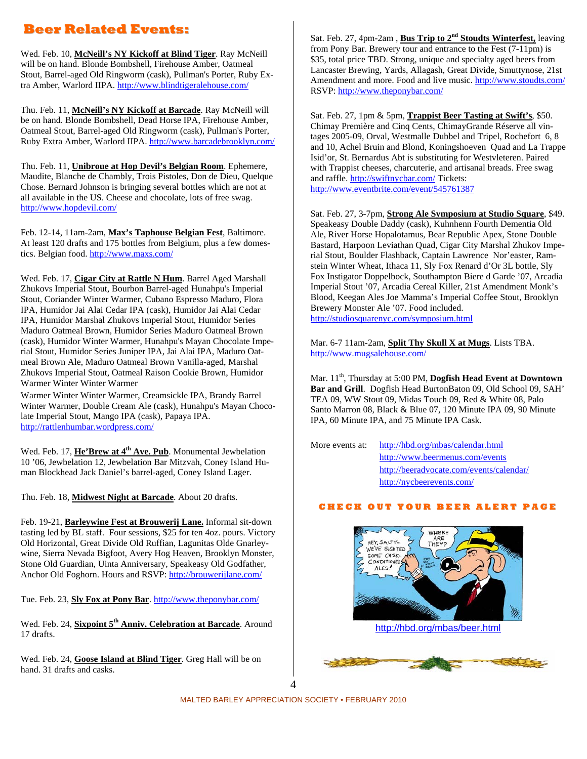# Beer Related Events:

Wed. Feb. 10, **McNeill's NY Kickoff at Blind Tiger**. Ray McNeill will be on hand. Blonde Bombshell, Firehouse Amber, Oatmeal Stout, Barrel-aged Old Ringworm (cask), Pullman's Porter, Ruby Extra Amber, Warlord IIPA. http://www.blindtigeralehouse.com/

Thu. Feb. 11, **McNeill's NY Kickoff at Barcade**. Ray McNeill will be on hand. Blonde Bombshell, Dead Horse IPA, Firehouse Amber, Oatmeal Stout, Barrel-aged Old Ringworm (cask), Pullman's Porter, Ruby Extra Amber, Warlord IIPA. http://www.barcadebrooklyn.com/

Thu. Feb. 11, **Unibroue at Hop Devil's Belgian Room**. Ephemere, Maudite, Blanche de Chambly, Trois Pistoles, Don de Dieu, Quelque Chose. Bernard Johnson is bringing several bottles which are not at all available in the US. Cheese and chocolate, lots of free swag. http://www.hopdevil.com/

Feb. 12-14, 11am-2am, **Max's Taphouse Belgian Fest**, Baltimore. At least 120 drafts and 175 bottles from Belgium, plus a few domestics. Belgian food. http://www.maxs.com/

Wed. Feb. 17, **Cigar City at Rattle N Hum**. Barrel Aged Marshall Zhukovs Imperial Stout, Bourbon Barrel-aged Hunahpu's Imperial Stout, Coriander Winter Warmer, Cubano Espresso Maduro, Flora IPA, Humidor Jai Alai Cedar IPA (cask), Humidor Jai Alai Cedar IPA, Humidor Marshal Zhukovs Imperial Stout, Humidor Series Maduro Oatmeal Brown, Humidor Series Maduro Oatmeal Brown (cask), Humidor Winter Warmer, Hunahpu's Mayan Chocolate Imperial Stout, Humidor Series Juniper IPA, Jai Alai IPA, Maduro Oatmeal Brown Ale, Maduro Oatmeal Brown Vanilla-aged, Marshal Zhukovs Imperial Stout, Oatmeal Raison Cookie Brown, Humidor Warmer Winter Winter Warmer

Warmer Winter Winter Warmer, Creamsickle IPA, Brandy Barrel Winter Warmer, Double Cream Ale (cask), Hunahpu's Mayan Chocolate Imperial Stout, Mango IPA (cask), Papaya IPA. http://rattlenhumbar.wordpress.com/

Wed. Feb. 17, **He'Brew at 4th Ave. Pub**. Monumental Jewbelation 10 '06, Jewbelation 12, Jewbelation Bar Mitzvah, Coney Island Human Blockhead Jack Daniel's barrel-aged, Coney Island Lager.

Thu. Feb. 18, **Midwest Night at Barcade**. About 20 drafts.

Feb. 19-21, **Barleywine Fest at Brouwerij Lane.** Informal sit-down tasting led by BL staff. Four sessions, $25 for ten 4oz. pours. Victory Old Horizontal, Great Divide Old Ruffian, Lagunitas Olde Gnarleywine, Sierra Nevada Bigfoot, Avery Hog Heaven, Brooklyn Monster, Stone Old Guardian, Uinta Anniversary, Speakeasy Old Godfather, Anchor Old Foghorn. Hours and RSVP: http://brouwerijlane.com/

Tue. Feb. 23, **Sly Fox at Pony Bar**. http://www.theponybar.com/

Wed. Feb. 24, **Sixpoint 5th Anniv. Celebration at Barcade**. Around 17 drafts.

Wed. Feb. 24, **Goose Island at Blind Tiger**. Greg Hall will be on hand. 31 drafts and casks.

Sat. Feb. 27, 4pm-2am , **Bus Trip to 2nd Stoudts Winterfest,** leaving from Pony Bar. Brewery tour and entrance to the Fest (7-11pm) is $35, total price TBD. Strong, unique and specialty aged beers from Lancaster Brewing, Yards, Allagash, Great Divide, Smuttynose, 21st Amendment and more. Food and live music. http://www.stoudts.com/ RSVP: http://www.theponybar.com/

Sat. Feb. 27, 1pm & 5pm, **Trappist Beer Tasting at Swift's**, $50. Chimay Première and Cinq Cents, ChimayGrande Réserve all vintages 2005-09, Orval, Westmalle Dubbel and Tripel, Rochefort 6, 8 and 10, Achel Bruin and Blond, Koningshoeven Quad and La Trappe Isid'or, St. Bernardus Abt is substituting for Westvleteren. Paired with Trappist cheeses, charcuterie, and artisanal breads. Free swag and raffle. http://swiftnycbar.com/ Tickets: http://www.eventbrite.com/event/545761387

Sat. Feb. 27, 3-7pm, **Strong Ale Symposium at Studio Square**, $49. Speakeasy Double Daddy (cask), Kuhnhenn Fourth Dementia Old Ale, River Horse Hopalotamus, Bear Republic Apex, Stone Double Bastard, Harpoon Leviathan Quad, Cigar City Marshal Zhukov Imperial Stout, Boulder Flashback, Captain Lawrence Nor'easter, Ramstein Winter Wheat, Ithaca 11, Sly Fox Renard d'Or 3L bottle, Sly Fox Instigator Doppelbock, Southampton Biere d Garde '07, Arcadia Imperial Stout '07, Arcadia Cereal Killer, 21st Amendment Monk's Blood, Keegan Ales Joe Mamma's Imperial Coffee Stout, Brooklyn Brewery Monster Ale '07. Food included. http://studiosquarenyc.com/symposium.html

Mar. 6-7 11am-2am, **Split Thy Skull X at Mugs**. Lists TBA. http://www.mugsalehouse.com/

Mar. 11th, Thursday at 5:00 PM, **Dogfish Head Event at Downtown Bar and Grill**. Dogfish Head BurtonBaton 09, Old School 09, SAH'TEA 09, WW Stout 09, Midas Touch 09, Red & White 08, Palo Santo Marron 08, Black & Blue 07, 120 Minute IPA 09, 90 Minute IPA, 60 Minute IPA, and 75 Minute IPA Cask.

More events at:
http://hbd.org/mbas/calendar.html
http://www.beermenus.com/events
http://beeradvocate.com/events/calendar/
http://nycbeerevents.com/

**CHECK OUT YOUR BEER ALERT PAGE**

http://hbd.org/mbas/beer.html